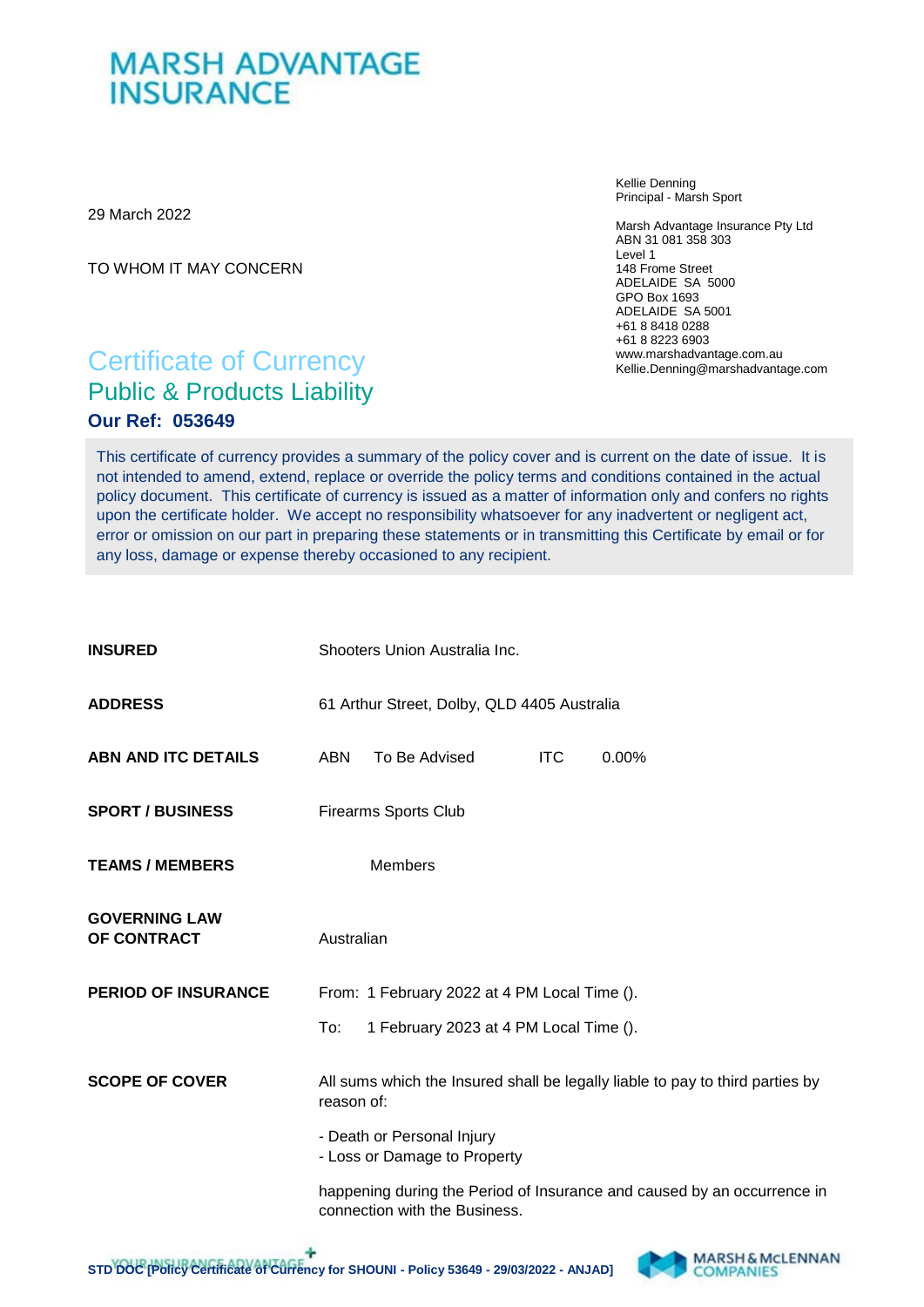# MARSH ADVANTAGE INSURANCE

29 March 2022

TO WHOM IT MAY CONCERN

Kellie Denning
Principal - Marsh Sport

Marsh Advantage Insurance Pty Ltd
ABN 31 081 358 303
Level 1
148 Frome Street
ADELAIDE SA 5000
GPO Box 1693
ADELAIDE SA 5001
+61 8 8418 0288
+61 8 8223 6903
www.marshadvantage.com.au
Kellie.Denning@marshadvantage.com

# Certificate of Currency

## Public & Products Liability

**Our Ref: 053649**

This certificate of currency provides a summary of the policy cover and is current on the date of issue. It is not intended to amend, extend, replace or override the policy terms and conditions contained in the actual policy document. This certificate of currency is issued as a matter of information only and confers no rights upon the certificate holder. We accept no responsibility whatsoever for any inadvertent or negligent act, error or omission on our part in preparing these statements or in transmitting this Certificate by email or for any loss, damage or expense thereby occasioned to any recipient.

| | |
|---|---|
| **INSURED** | Shooters Union Australia Inc. |
| **ADDRESS** | 61 Arthur Street, Dolby, QLD 4405 Australia |
| **ABN AND ITC DETAILS** | ABN To Be Advised ITC 0.00% |
| **SPORT / BUSINESS** | Firearms Sports Club |
| **TEAMS / MEMBERS** | Members |
| **GOVERNING LAW OF CONTRACT** | Australian |
| **PERIOD OF INSURANCE** | From: 1 February 2022 at 4 PM Local Time ().<br>To: 1 February 2023 at 4 PM Local Time (). |
| **SCOPE OF COVER** | All sums which the Insured shall be legally liable to pay to third parties by reason of:<br>- Death or Personal Injury<br>- Loss or Damage to Property<br>happening during the Period of Insurance and caused by an occurrence in connection with the Business. |

STD DOC [Policy Certificate of Currency for SHOUNI - Policy 53649 - 29/03/2022 - ANJAD]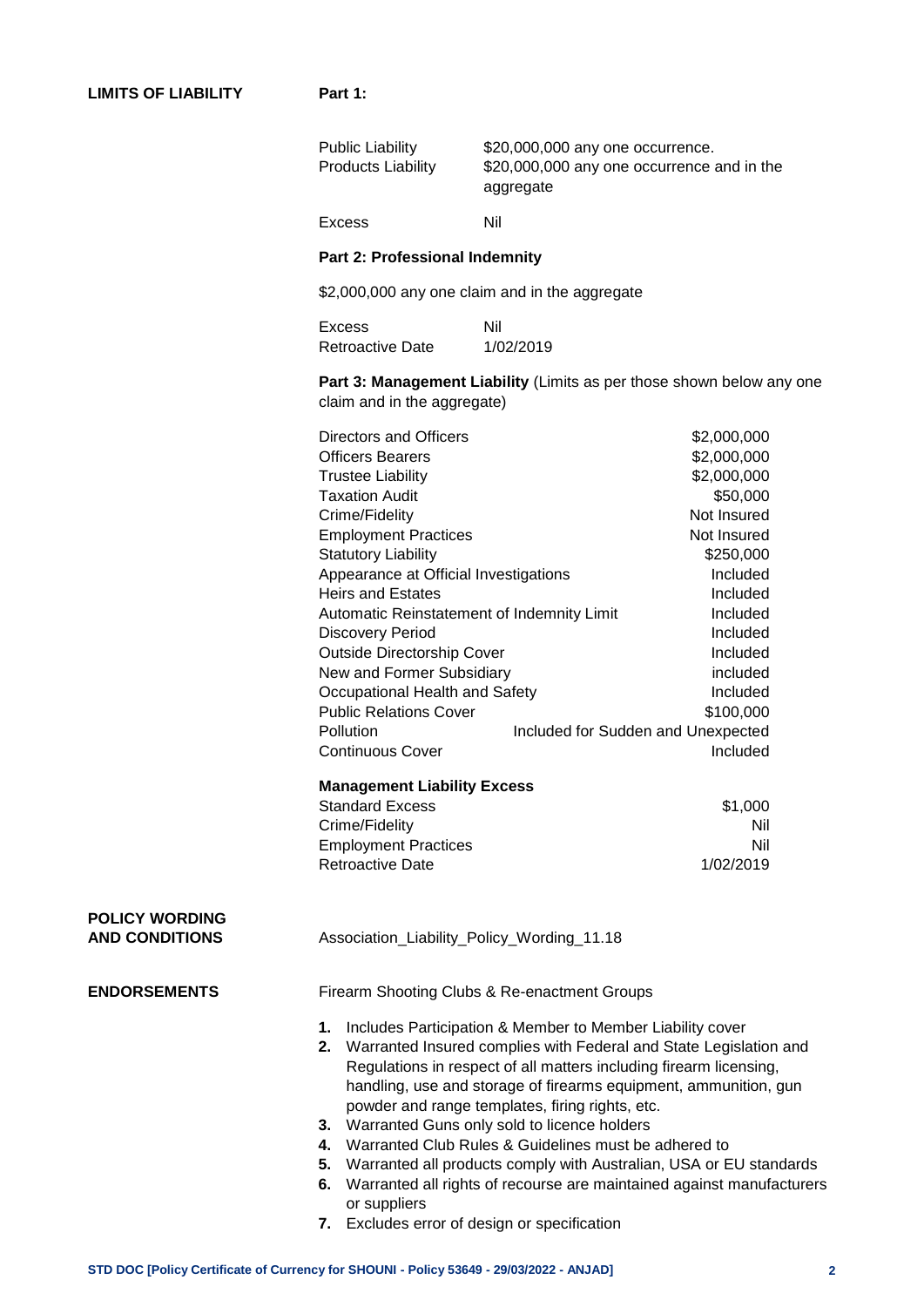**LIMITS OF LIABILITY**

**Part 1:**

| | |
|---|---|
| Public Liability | $20,000,000 any one occurrence. |
| Products Liability | $20,000,000 any one occurrence and in the aggregate |
| Excess | Nil |

**Part 2: Professional Indemnity**

$2,000,000 any one claim and in the aggregate

| | |
|---|---|
| Excess | Nil |
| Retroactive Date | 1/02/2019 |

**Part 3: Management Liability** (Limits as per those shown below any one claim and in the aggregate)

| | |
|---|---|
| Directors and Officers | $2,000,000 |
| Officers Bearers | $2,000,000 |
| Trustee Liability | $2,000,000 |
| Taxation Audit | $50,000 |
| Crime/Fidelity | Not Insured |
| Employment Practices | Not Insured |
| Statutory Liability | $250,000 |
| Appearance at Official Investigations | Included |
| Heirs and Estates | Included |
| Automatic Reinstatement of Indemnity Limit | Included |
| Discovery Period | Included |
| Outside Directorship Cover | Included |
| New and Former Subsidiary | included |
| Occupational Health and Safety | Included |
| Public Relations Cover | $100,000 |
| Pollution | Included for Sudden and Unexpected |
| Continuous Cover | Included |

**Management Liability Excess**

| | |
|---|---|
| Standard Excess | $1,000 |
| Crime/Fidelity | Nil |
| Employment Practices | Nil |
| Retroactive Date | 1/02/2019 |

**POLICY WORDING AND CONDITIONS**

Association_Liability_Policy_Wording_11.18

**ENDORSEMENTS**

Firearm Shooting Clubs & Re-enactment Groups

1. Includes Participation & Member to Member Liability cover
2. Warranted Insured complies with Federal and State Legislation and Regulations in respect of all matters including firearm licensing, handling, use and storage of firearms equipment, ammunition, gun powder and range templates, firing rights, etc.
3. Warranted Guns only sold to licence holders
4. Warranted Club Rules & Guidelines must be adhered to
5. Warranted all products comply with Australian, USA or EU standards
6. Warranted all rights of recourse are maintained against manufacturers or suppliers
7. Excludes error of design or specification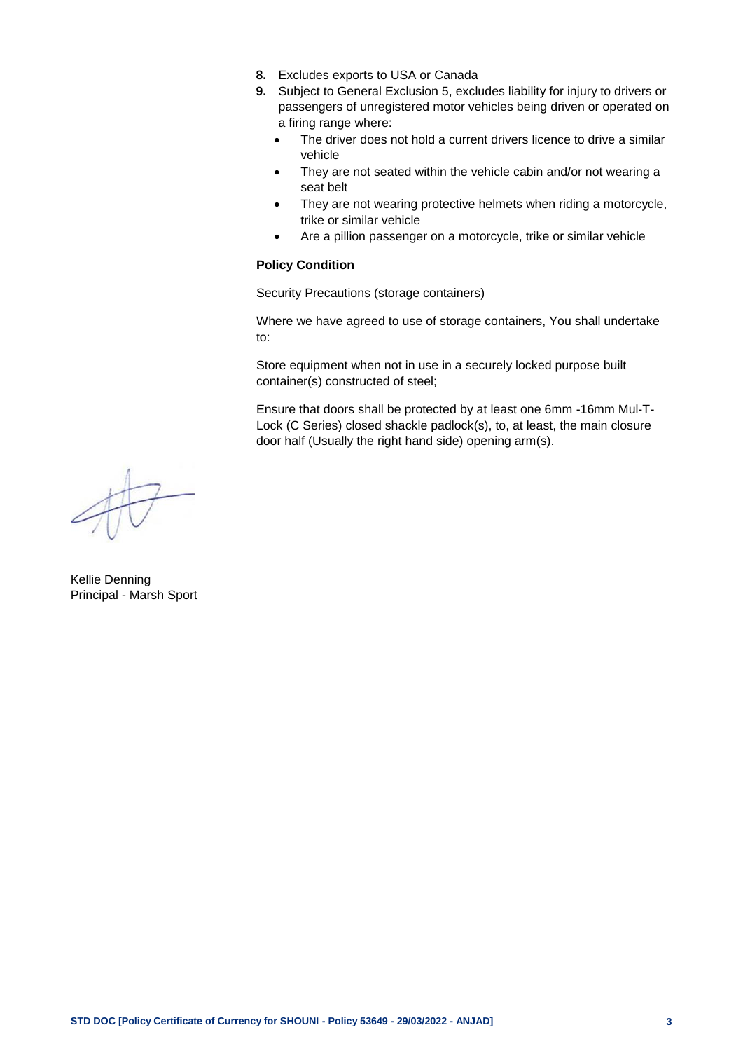8. Excludes exports to USA or Canada
9. Subject to General Exclusion 5, excludes liability for injury to drivers or passengers of unregistered motor vehicles being driven or operated on a firing range where:
    - The driver does not hold a current drivers licence to drive a similar vehicle
    - They are not seated within the vehicle cabin and/or not wearing a seat belt
    - They are not wearing protective helmets when riding a motorcycle, trike or similar vehicle
    - Are a pillion passenger on a motorcycle, trike or similar vehicle

**Policy Condition**

Security Precautions (storage containers)

Where we have agreed to use of storage containers, You shall undertake to:

Store equipment when not in use in a securely locked purpose built container(s) constructed of steel;

Ensure that doors shall be protected by at least one 6mm -16mm Mul-T-Lock (C Series) closed shackle padlock(s), to, at least, the main closure door half (Usually the right hand side) opening arm(s).

Kellie Denning
Principal - Marsh Sport